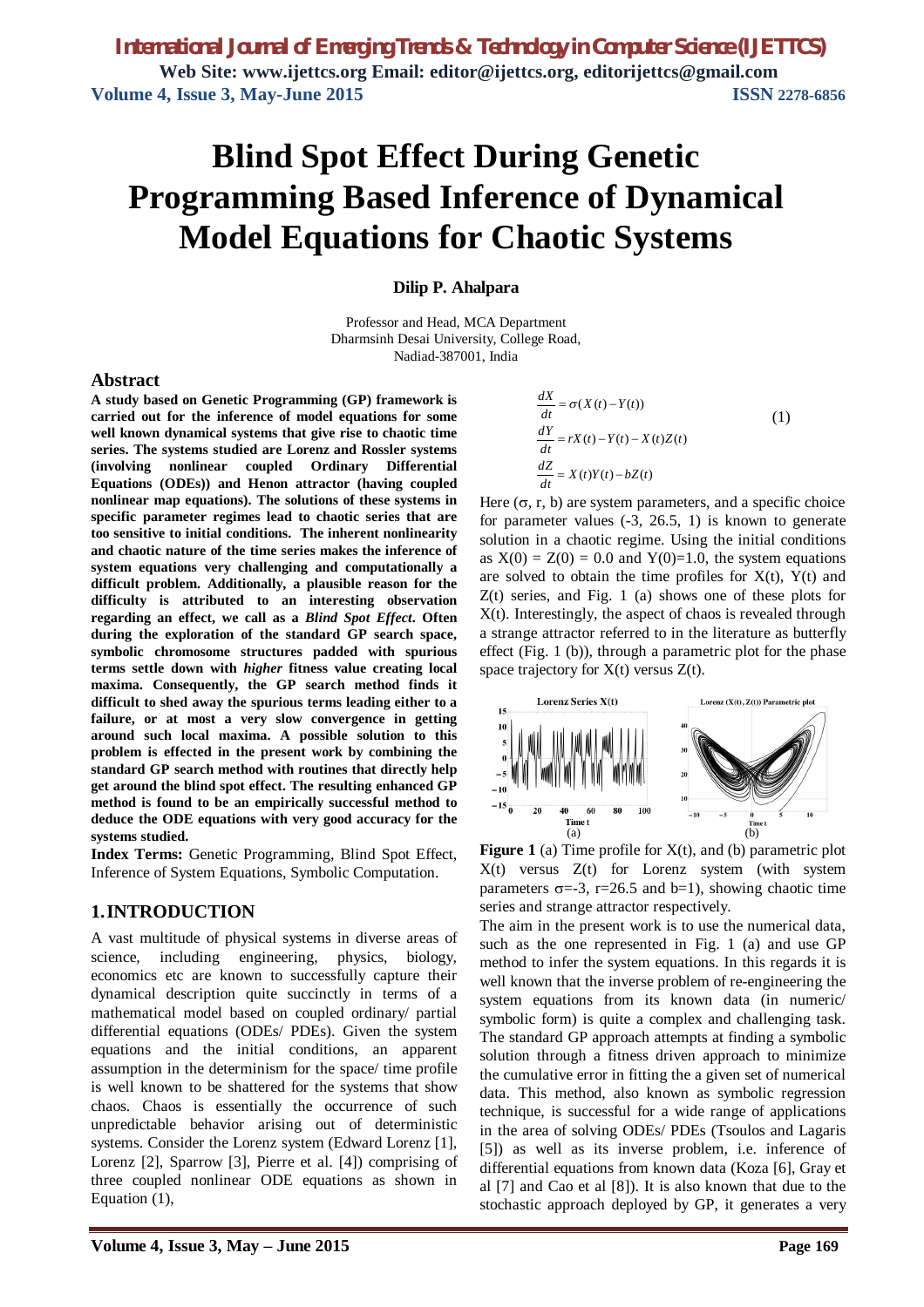# Blind Spot Effect During Genetic Programming Based Inference of Dynamical Model Equations for Chaotic Systems

**Dilip P. Ahalpara**

Professor and Head, MCA Department
Dharmsinh Desai University, College Road,
Nadiad-387001, India

## Abstract

**A study based on Genetic Programming (GP) framework is carried out for the inference of model equations for some well known dynamical systems that give rise to chaotic time series. The systems studied are Lorenz and Rossler systems (involving nonlinear coupled Ordinary Differential Equations (ODEs)) and Henon attractor (having coupled nonlinear map equations). The solutions of these systems in specific parameter regimes lead to chaotic series that are too sensitive to initial conditions. The inherent nonlinearity and chaotic nature of the time series makes the inference of system equations very challenging and computationally a difficult problem. Additionally, a plausible reason for the difficulty is attributed to an interesting observation regarding an effect, we call as a *Blind Spot Effect*. Often during the exploration of the standard GP search space, symbolic chromosome structures padded with spurious terms settle down with *higher* fitness value creating local maxima. Consequently, the GP search method finds it difficult to shed away the spurious terms leading either to a failure, or at most a very slow convergence in getting around such local maxima. A possible solution to this problem is effected in the present work by combining the standard GP search method with routines that directly help get around the blind spot effect. The resulting enhanced GP method is found to be an empirically successful method to deduce the ODE equations with very good accuracy for the systems studied.**

**Index Terms:** Genetic Programming, Blind Spot Effect, Inference of System Equations, Symbolic Computation.

## 1. INTRODUCTION

A vast multitude of physical systems in diverse areas of science, including engineering, physics, biology, economics etc are known to successfully capture their dynamical description quite succinctly in terms of a mathematical model based on coupled ordinary/ partial differential equations (ODEs/ PDEs). Given the system equations and the initial conditions, an apparent assumption in the determinism for the space/ time profile is well known to be shattered for the systems that show chaos. Chaos is essentially the occurrence of such unpredictable behavior arising out of deterministic systems. Consider the Lorenz system (Edward Lorenz [1], Lorenz [2], Sparrow [3], Pierre et al. [4]) comprising of three coupled nonlinear ODE equations as shown in Equation (1),

$$
\begin{aligned}
\frac{dX}{dt} &= \sigma(X(t) - Y(t)) \\
\frac{dY}{dt} &= rX(t) - Y(t) - X(t)Z(t) \\
\frac{dZ}{dt} &= X(t)Y(t) - bZ(t)
\end{aligned}
\qquad (1)
$$

Here ($\sigma$, r, b) are system parameters, and a specific choice for parameter values (-3, 26.5, 1) is known to generate solution in a chaotic regime. Using the initial conditions as $X(0) = Z(0) = 0.0$ and $Y(0)=1.0$, the system equations are solved to obtain the time profiles for X(t), Y(t) and Z(t) series, and Fig. 1 (a) shows one of these plots for X(t). Interestingly, the aspect of chaos is revealed through a strange attractor referred to in the literature as butterfly effect (Fig. 1 (b)), through a parametric plot for the phase space trajectory for X(t) versus Z(t).

**Figure 1** (a) Time profile for X(t), and (b) parametric plot X(t) versus Z(t) for Lorenz system (with system parameters $\sigma$=-3, r=26.5 and b=1), showing chaotic time series and strange attractor respectively.

The aim in the present work is to use the numerical data, such as the one represented in Fig. 1 (a) and use GP method to infer the system equations. In this regards it is well known that the inverse problem of re-engineering the system equations from its known data (in numeric/ symbolic form) is quite a complex and challenging task. The standard GP approach attempts at finding a symbolic solution through a fitness driven approach to minimize the cumulative error in fitting the a given set of numerical data. This method, also known as symbolic regression technique, is successful for a wide range of applications in the area of solving ODEs/ PDEs (Tsoulos and Lagaris [5]) as well as its inverse problem, i.e. inference of differential equations from known data (Koza [6], Gray et al [7] and Cao et al [8]). It is also known that due to the stochastic approach deployed by GP, it generates a very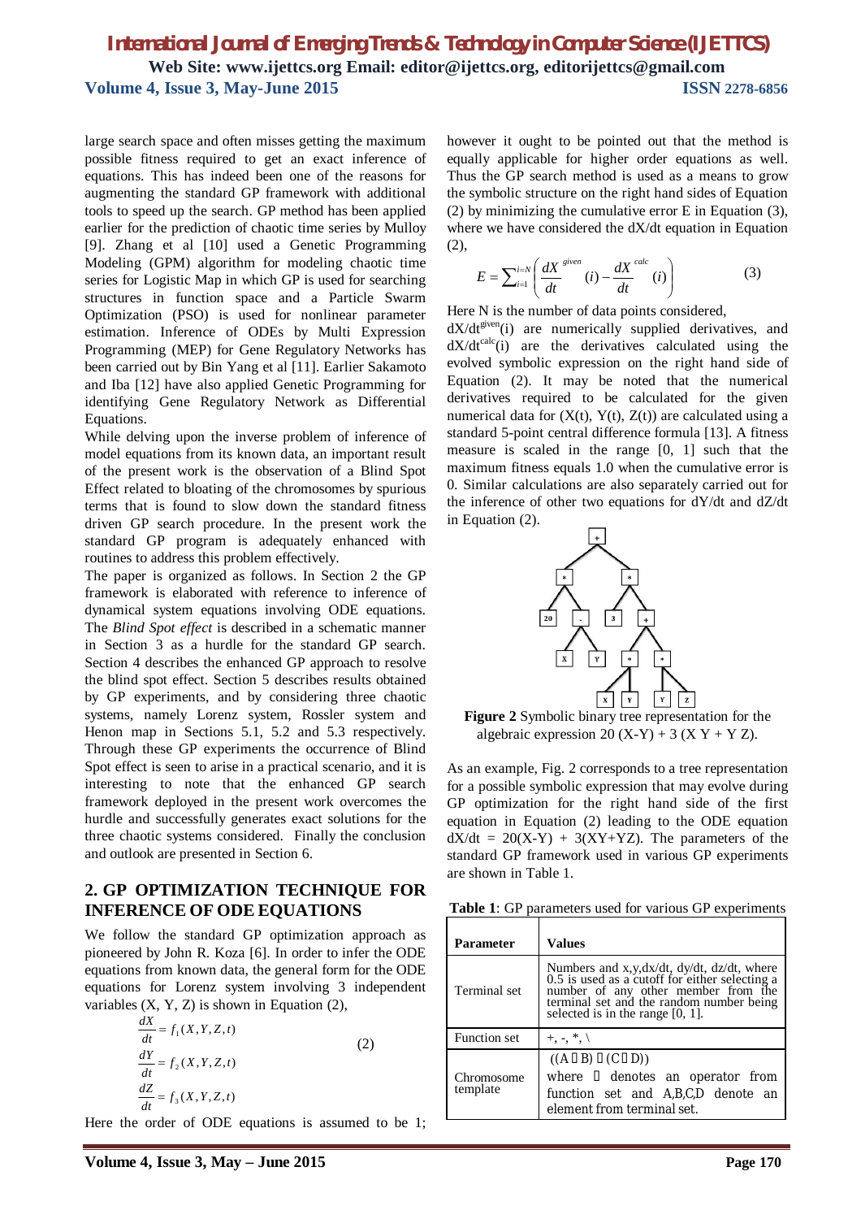large search space and often misses getting the maximum possible fitness required to get an exact inference of equations. This has indeed been one of the reasons for augmenting the standard GP framework with additional tools to speed up the search. GP method has been applied earlier for the prediction of chaotic time series by Mulloy [9]. Zhang et al [10] used a Genetic Programming Modeling (GPM) algorithm for modeling chaotic time series for Logistic Map in which GP is used for searching structures in function space and a Particle Swarm Optimization (PSO) is used for nonlinear parameter estimation. Inference of ODEs by Multi Expression Programming (MEP) for Gene Regulatory Networks has been carried out by Bin Yang et al [11]. Earlier Sakamoto and Iba [12] have also applied Genetic Programming for identifying Gene Regulatory Network as Differential Equations.

While delving upon the inverse problem of inference of model equations from its known data, an important result of the present work is the observation of a Blind Spot Effect related to bloating of the chromosomes by spurious terms that is found to slow down the standard fitness driven GP search procedure. In the present work the standard GP program is adequately enhanced with routines to address this problem effectively.

The paper is organized as follows. In Section 2 the GP framework is elaborated with reference to inference of dynamical system equations involving ODE equations. The *Blind Spot effect* is described in a schematic manner in Section 3 as a hurdle for the standard GP search. Section 4 describes the enhanced GP approach to resolve the blind spot effect. Section 5 describes results obtained by GP experiments, and by considering three chaotic systems, namely Lorenz system, Rossler system and Henon map in Sections 5.1, 5.2 and 5.3 respectively. Through these GP experiments the occurrence of Blind Spot effect is seen to arise in a practical scenario, and it is interesting to note that the enhanced GP search framework deployed in the present work overcomes the hurdle and successfully generates exact solutions for the three chaotic systems considered. Finally the conclusion and outlook are presented in Section 6.

## 2. GP OPTIMIZATION TECHNIQUE FOR INFERENCE OF ODE EQUATIONS

We follow the standard GP optimization approach as pioneered by John R. Koza [6]. In order to infer the ODE equations from known data, the general form for the ODE equations for Lorenz system involving 3 independent variables (X, Y, Z) is shown in Equation (2),

$$\frac{dX}{dt} = f_1(X,Y,Z,t)$$
$$\frac{dY}{dt} = f_2(X,Y,Z,t) \qquad (2)$$
$$\frac{dZ}{dt} = f_3(X,Y,Z,t)$$

Here the order of ODE equations is assumed to be 1; however it ought to be pointed out that the method is equally applicable for higher order equations as well. Thus the GP search method is used as a means to grow the symbolic structure on the right hand sides of Equation (2) by minimizing the cumulative error E in Equation (3), where we have considered the dX/dt equation in Equation (2),

$$E = \sum_{i=1}^{i=N} \left( \frac{dX}{dt}^{given}(i) - \frac{dX}{dt}^{calc}(i) \right) \qquad (3)$$

Here N is the number of data points considered, $dX/dt^{given}(i)$ are numerically supplied derivatives, and $dX/dt^{calc}(i)$ are the derivatives calculated using the evolved symbolic expression on the right hand side of Equation (2). It may be noted that the numerical derivatives required to be calculated for the given numerical data for (X(t), Y(t), Z(t)) are calculated using a standard 5-point central difference formula [13]. A fitness measure is scaled in the range [0, 1] such that the maximum fitness equals 1.0 when the cumulative error is 0. Similar calculations are also separately carried out for the inference of other two equations for dY/dt and dZ/dt in Equation (2).

**Figure 2** Symbolic binary tree representation for the algebraic expression 20 (X-Y) + 3 (X Y + Y Z).

As an example, Fig. 2 corresponds to a tree representation for a possible symbolic expression that may evolve during GP optimization for the right hand side of the first equation in Equation (2) leading to the ODE equation dX/dt = 20(X-Y) + 3(XY+YZ). The parameters of the standard GP framework used in various GP experiments are shown in Table 1.

**Table 1**: GP parameters used for various GP experiments

| Parameter | Values |
|---|---|
| Terminal set | Numbers and x,y,dx/dt, dy/dt, dz/dt, where 0.5 is used as a cutoff for either selecting a number of any other member from the terminal set and the random number being selected is in the range [0, 1]. |
| Function set | +, -, *, \ |
| Chromosome template | ((A B) (C D)) where denotes an operator from function set and A,B,C,D denote an element from terminal set. |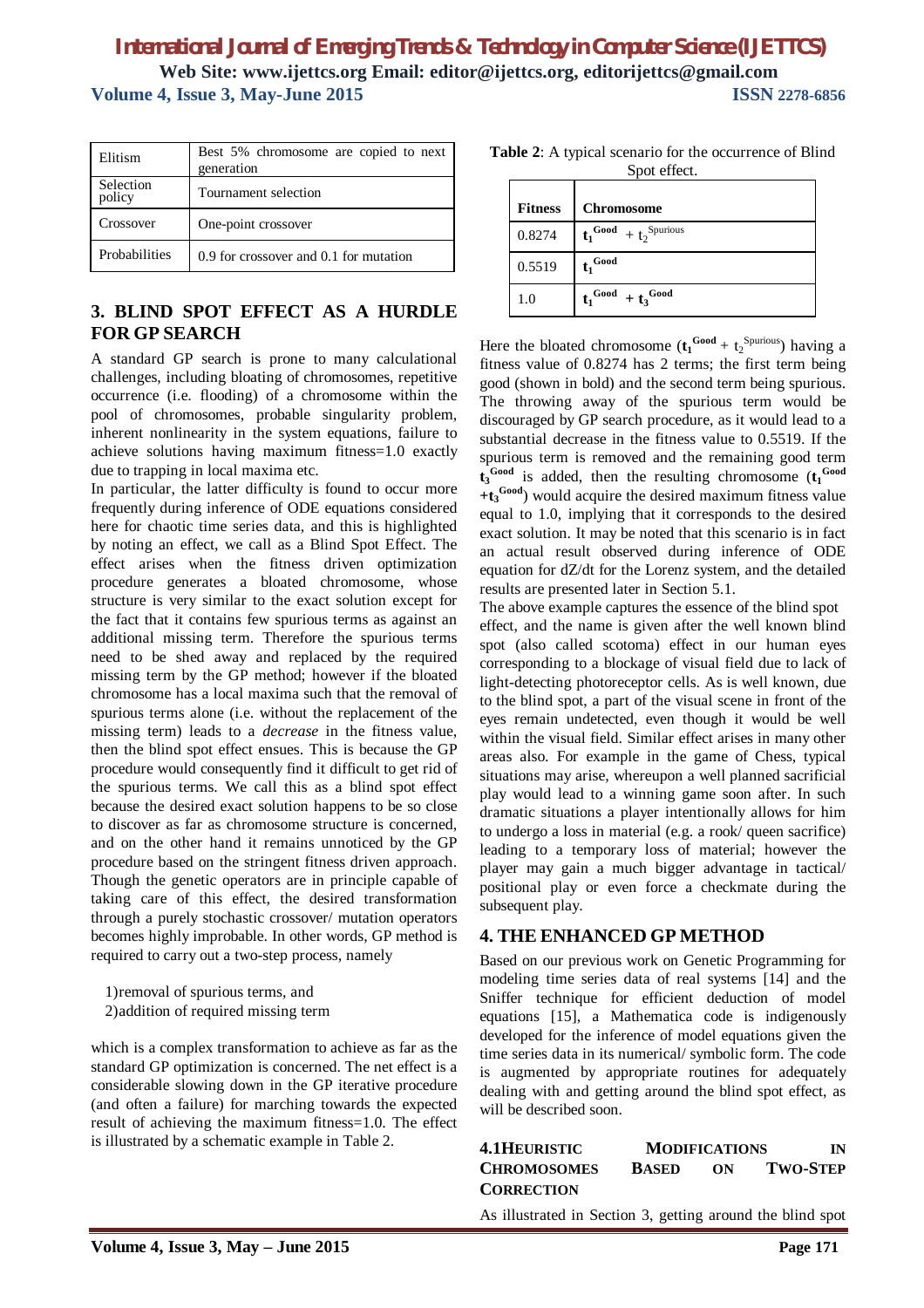| Elitism | Best 5% chromosome are copied to next generation |
| --- | --- |
| Selection policy | Tournament selection |
| Crossover | One-point crossover |
| Probabilities | 0.9 for crossover and 0.1 for mutation |

## 3. BLIND SPOT EFFECT AS A HURDLE FOR GP SEARCH

A standard GP search is prone to many calculational challenges, including bloating of chromosomes, repetitive occurrence (i.e. flooding) of a chromosome within the pool of chromosomes, probable singularity problem, inherent nonlinearity in the system equations, failure to achieve solutions having maximum fitness=1.0 exactly due to trapping in local maxima etc.

In particular, the latter difficulty is found to occur more frequently during inference of ODE equations considered here for chaotic time series data, and this is highlighted by noting an effect, we call as a Blind Spot Effect. The effect arises when the fitness driven optimization procedure generates a bloated chromosome, whose structure is very similar to the exact solution except for the fact that it contains few spurious terms as against an additional missing term. Therefore the spurious terms need to be shed away and replaced by the required missing term by the GP method; however if the bloated chromosome has a local maxima such that the removal of spurious terms alone (i.e. without the replacement of the missing term) leads to a *decrease* in the fitness value, then the blind spot effect ensues. This is because the GP procedure would consequently find it difficult to get rid of the spurious terms. We call this as a blind spot effect because the desired exact solution happens to be so close to discover as far as chromosome structure is concerned, and on the other hand it remains unnoticed by the GP procedure based on the stringent fitness driven approach. Though the genetic operators are in principle capable of taking care of this effect, the desired transformation through a purely stochastic crossover/ mutation operators becomes highly improbable. In other words, GP method is required to carry out a two-step process, namely

1) removal of spurious terms, and
2) addition of required missing term

which is a complex transformation to achieve as far as the standard GP optimization is concerned. The net effect is a considerable slowing down in the GP iterative procedure (and often a failure) for marching towards the expected result of achieving the maximum fitness=1.0. The effect is illustrated by a schematic example in Table 2.

**Table 2**: A typical scenario for the occurrence of Blind Spot effect.

| Fitness | Chromosome |
| --- | --- |
| 0.8274 | $\mathbf{t_1^{Good}} + t_2^{Spurious}$ |
| 0.5519 | $\mathbf{t_1^{Good}}$ |
| 1.0 | $\mathbf{t_1^{Good} + t_3^{Good}}$ |

Here the bloated chromosome ($\mathbf{t_1^{Good}} + t_2^{Spurious}$) having a fitness value of 0.8274 has 2 terms; the first term being good (shown in bold) and the second term being spurious. The throwing away of the spurious term would be discouraged by GP search procedure, as it would lead to a substantial decrease in the fitness value to 0.5519. If the spurious term is removed and the remaining good term $\mathbf{t_3^{Good}}$ is added, then the resulting chromosome ($\mathbf{t_1^{Good} + t_3^{Good}}$) would acquire the desired maximum fitness value equal to 1.0, implying that it corresponds to the desired exact solution. It may be noted that this scenario is in fact an actual result observed during inference of ODE equation for dZ/dt for the Lorenz system, and the detailed results are presented later in Section 5.1.

The above example captures the essence of the blind spot effect, and the name is given after the well known blind spot (also called scotoma) effect in our human eyes corresponding to a blockage of visual field due to lack of light-detecting photoreceptor cells. As is well known, due to the blind spot, a part of the visual scene in front of the eyes remain undetected, even though it would be well within the visual field. Similar effect arises in many other areas also. For example in the game of Chess, typical situations may arise, whereupon a well planned sacrificial play would lead to a winning game soon after. In such dramatic situations a player intentionally allows for him to undergo a loss in material (e.g. a rook/ queen sacrifice) leading to a temporary loss of material; however the player may gain a much bigger advantage in tactical/ positional play or even force a checkmate during the subsequent play.

## 4. THE ENHANCED GP METHOD

Based on our previous work on Genetic Programming for modeling time series data of real systems [14] and the Sniffer technique for efficient deduction of model equations [15], a Mathematica code is indigenously developed for the inference of model equations given the time series data in its numerical/ symbolic form. The code is augmented by appropriate routines for adequately dealing with and getting around the blind spot effect, as will be described soon.

### 4.1 HEURISTIC MODIFICATIONS IN CHROMOSOMES BASED ON TWO-STEP CORRECTION

As illustrated in Section 3, getting around the blind spot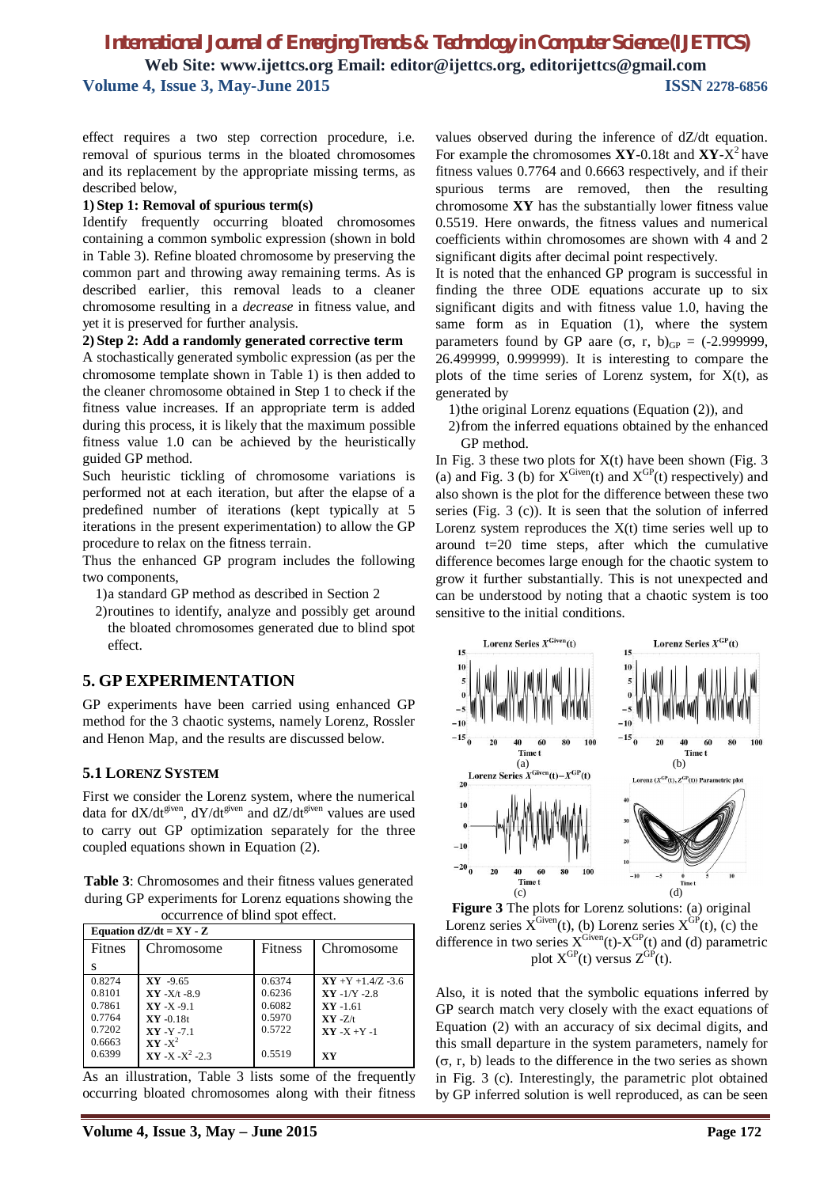effect requires a two step correction procedure, i.e. removal of spurious terms in the bloated chromosomes and its replacement by the appropriate missing terms, as described below,

**1) Step 1: Removal of spurious term(s)**

Identify frequently occurring bloated chromosomes containing a common symbolic expression (shown in bold in Table 3). Refine bloated chromosome by preserving the common part and throwing away remaining terms. As is described earlier, this removal leads to a cleaner chromosome resulting in a *decrease* in fitness value, and yet it is preserved for further analysis.

**2) Step 2: Add a randomly generated corrective term**

A stochastically generated symbolic expression (as per the chromosome template shown in Table 1) is then added to the cleaner chromosome obtained in Step 1 to check if the fitness value increases. If an appropriate term is added during this process, it is likely that the maximum possible fitness value 1.0 can be achieved by the heuristically guided GP method.

Such heuristic tickling of chromosome variations is performed not at each iteration, but after the elapse of a predefined number of iterations (kept typically at 5 iterations in the present experimentation) to allow the GP procedure to relax on the fitness terrain.

Thus the enhanced GP program includes the following two components,

1) a standard GP method as described in Section 2
2) routines to identify, analyze and possibly get around the bloated chromosomes generated due to blind spot effect.

## 5. GP EXPERIMENTATION

GP experiments have been carried using enhanced GP method for the 3 chaotic systems, namely Lorenz, Rossler and Henon Map, and the results are discussed below.

### 5.1 LORENZ SYSTEM

First we consider the Lorenz system, where the numerical data for $dX/dt^{given}$, $dY/dt^{given}$ and $dZ/dt^{given}$ values are used to carry out GP optimization separately for the three coupled equations shown in Equation (2).

**Table 3**: Chromosomes and their fitness values generated during GP experiments for Lorenz equations showing the occurrence of blind spot effect.

| Equation dZ/dt = XY - Z | | | |
|---|---|---|---|
| Fitness | Chromosome | Fitness | Chromosome |
| 0.8274 | **XY** -9.65 | 0.6374 | **XY** +Y +1.4/Z -3.6 |
| 0.8101 | **XY** -X/t -8.9 | 0.6236 | **XY** -1/Y -2.8 |
| 0.7861 | **XY** -X -9.1 | 0.6082 | **XY** -1.61 |
| 0.7764 | **XY** -0.18t | 0.5970 | **XY** -Z/t |
| 0.7202 | **XY** -Y -7.1 | 0.5722 | **XY** -X +Y -1 |
| 0.6663 | **XY** $-X^2$ | | |
| 0.6399 | **XY** $-X -X^2$ -2.3 | 0.5519 | **XY** |

As an illustration, Table 3 lists some of the frequently occurring bloated chromosomes along with their fitness values observed during the inference of dZ/dt equation. For example the chromosomes **XY**-0.18t and **XY**-$X^2$ have fitness values 0.7764 and 0.6663 respectively, and if their spurious terms are removed, then the resulting chromosome **XY** has the substantially lower fitness value 0.5519. Here onwards, the fitness values and numerical coefficients within chromosomes are shown with 4 and 2 significant digits after decimal point respectively.

It is noted that the enhanced GP program is successful in finding the three ODE equations accurate up to six significant digits and with fitness value 1.0, having the same form as in Equation (1), where the system parameters found by GP aare $(\sigma, r, b)_{GP}$ = (-2.999999, 26.499999, 0.999999). It is interesting to compare the plots of the time series of Lorenz system, for X(t), as generated by

1) the original Lorenz equations (Equation (2)), and
2) from the inferred equations obtained by the enhanced GP method.

In Fig. 3 these two plots for X(t) have been shown (Fig. 3 (a) and Fig. 3 (b) for $X^{Given}(t)$ and $X^{GP}(t)$ respectively) and also shown is the plot for the difference between these two series (Fig. 3 (c)). It is seen that the solution of inferred Lorenz system reproduces the X(t) time series well up to around t=20 time steps, after which the cumulative difference becomes large enough for the chaotic system to grow it further substantially. This is not unexpected and can be understood by noting that a chaotic system is too sensitive to the initial conditions.

**Figure 3** The plots for Lorenz solutions: (a) original Lorenz series $X^{Given}(t)$, (b) Lorenz series $X^{GP}(t)$, (c) the difference in two series $X^{Given}(t)$-$X^{GP}(t)$ and (d) parametric plot $X^{GP}(t)$ versus $Z^{GP}(t)$.

Also, it is noted that the symbolic equations inferred by GP search match very closely with the exact equations of Equation (2) with an accuracy of six decimal digits, and this small departure in the system parameters, namely for (σ, r, b) leads to the difference in the two series as shown in Fig. 3 (c). Interestingly, the parametric plot obtained by GP inferred solution is well reproduced, as can be seen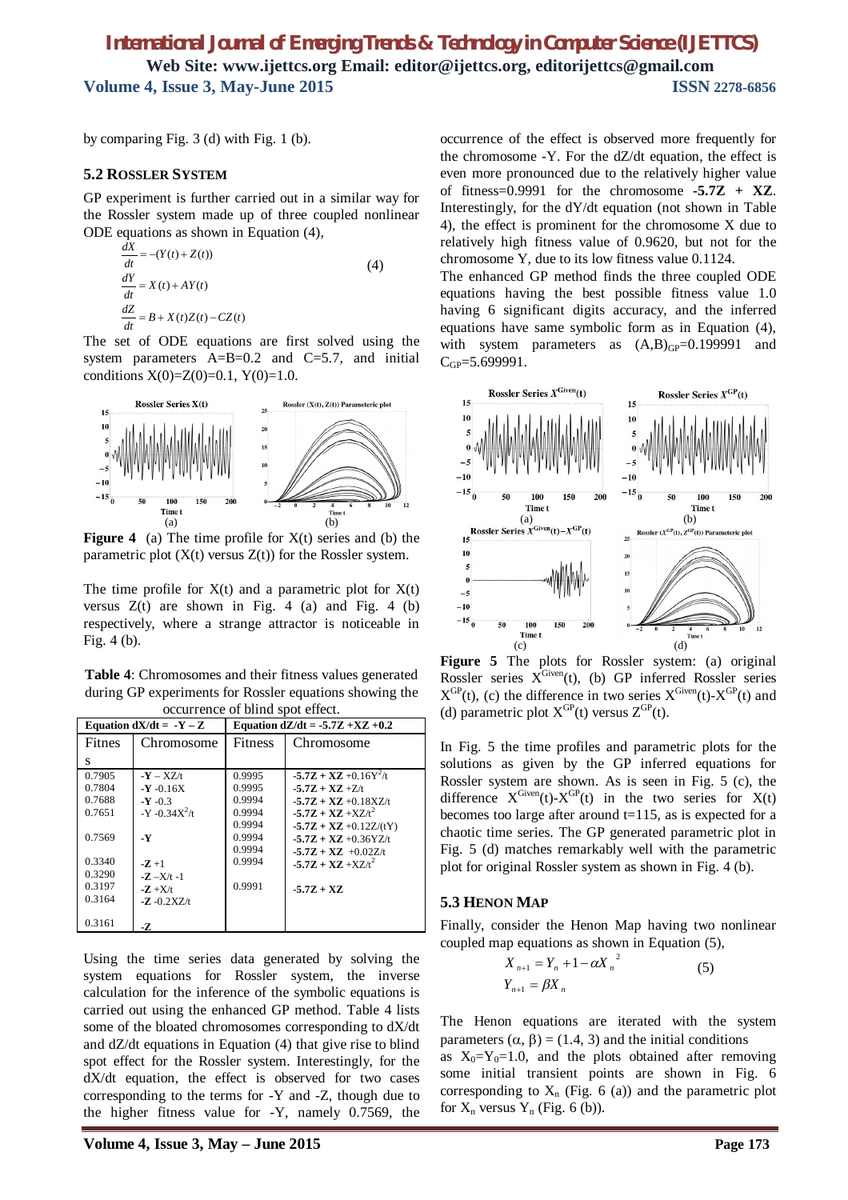by comparing Fig. 3 (d) with Fig. 1 (b).

### 5.2 Rossler System

GP experiment is further carried out in a similar way for the Rossler system made up of three coupled nonlinear ODE equations as shown in Equation (4),

$$\frac{dX}{dt} = -(Y(t) + Z(t))$$
$$\frac{dY}{dt} = X(t) + AY(t) \qquad (4)$$
$$\frac{dZ}{dt} = B + X(t)Z(t) - CZ(t)$$

The set of ODE equations are first solved using the system parameters A=B=0.2 and C=5.7, and initial conditions X(0)=Z(0)=0.1, Y(0)=1.0.

**Figure 4** (a) The time profile for X(t) series and (b) the parametric plot (X(t) versus Z(t)) for the Rossler system.

The time profile for X(t) and a parametric plot for X(t) versus Z(t) are shown in Fig. 4 (a) and Fig. 4 (b) respectively, where a strange attractor is noticeable in Fig. 4 (b).

**Table 4**: Chromosomes and their fitness values generated during GP experiments for Rossler equations showing the occurrence of blind spot effect.

| Equation dX/dt = -Y – Z | | Equation dZ/dt = -5.7Z +XZ +0.2 | |
|---|---|---|---|
| Fitness | Chromosome | Fitness | Chromosome |
| 0.7905 | **-Y** – XZ/t | 0.9995 | **-5.7Z + XZ** +0.16Y²/t |
| 0.7804 | **-Y** -0.16X | 0.9995 | **-5.7Z + XZ** +Z/t |
| 0.7688 | **-Y** -0.3 | 0.9994 | **-5.7Z + XZ** +0.18XZ/t |
| 0.7651 | -Y -0.34X²/t | 0.9994 | **-5.7Z + XZ** +XZ/t² |
| | | 0.9994 | **-5.7Z + XZ** +0.12Z/(tY) |
| 0.7569 | **-Y** | 0.9994 | **-5.7Z + XZ** +0.36YZ/t |
| | | 0.9994 | **-5.7Z + XZ** +0.02Z/t |
| 0.3340 | **-Z** +1 | 0.9994 | **-5.7Z + XZ** +XZ/t² |
| 0.3290 | **-Z** –X/t -1 | | |
| 0.3197 | **-Z** +X/t | 0.9991 | **-5.7Z + XZ** |
| 0.3164 | **-Z** -0.2XZ/t | | |
| 0.3161 | **-Z** | | |

Using the time series data generated by solving the system equations for Rossler system, the inverse calculation for the inference of the symbolic equations is carried out using the enhanced GP method. Table 4 lists some of the bloated chromosomes corresponding to dX/dt and dZ/dt equations in Equation (4) that give rise to blind spot effect for the Rossler system. Interestingly, for the dX/dt equation, the effect is observed for two cases corresponding to the terms for -Y and -Z, though due to the higher fitness value for -Y, namely 0.7569, the occurrence of the effect is observed more frequently for the chromosome -Y. For the dZ/dt equation, the effect is even more pronounced due to the relatively higher value of fitness=0.9991 for the chromosome **-5.7Z + XZ**. Interestingly, for the dY/dt equation (not shown in Table 4), the effect is prominent for the chromosome X due to relatively high fitness value of 0.9620, but not for the chromosome Y, due to its low fitness value 0.1124.

The enhanced GP method finds the three coupled ODE equations having the best possible fitness value 1.0 having 6 significant digits accuracy, and the inferred equations have same symbolic form as in Equation (4), with system parameters as $(A,B)_{GP}$=0.199991 and $C_{GP}$=5.699991.

**Figure 5** The plots for Rossler system: (a) original Rossler series $X^{Given}(t)$, (b) GP inferred Rossler series $X^{GP}(t)$, (c) the difference in two series $X^{Given}(t)$-$X^{GP}(t)$ and (d) parametric plot $X^{GP}(t)$ versus $Z^{GP}(t)$.

In Fig. 5 the time profiles and parametric plots for the solutions as given by the GP inferred equations for Rossler system are shown. As is seen in Fig. 5 (c), the difference $X^{Given}(t)$-$X^{GP}(t)$ in the two series for X(t) becomes too large after around t=115, as is expected for a chaotic time series. The GP generated parametric plot in Fig. 5 (d) matches remarkably well with the parametric plot for original Rossler system as shown in Fig. 4 (b).

### 5.3 Henon Map

Finally, consider the Henon Map having two nonlinear coupled map equations as shown in Equation (5),

$$X_{n+1} = Y_n + 1 - \alpha X_n^{\ 2} \qquad (5)$$
$$Y_{n+1} = \beta X_n$$

The Henon equations are iterated with the system parameters (α, β) = (1.4, 3) and the initial conditions as $X_0$=$Y_0$=1.0, and the plots obtained after removing some initial transient points are shown in Fig. 6 corresponding to $X_n$ (Fig. 6 (a)) and the parametric plot for $X_n$ versus $Y_n$ (Fig. 6 (b)).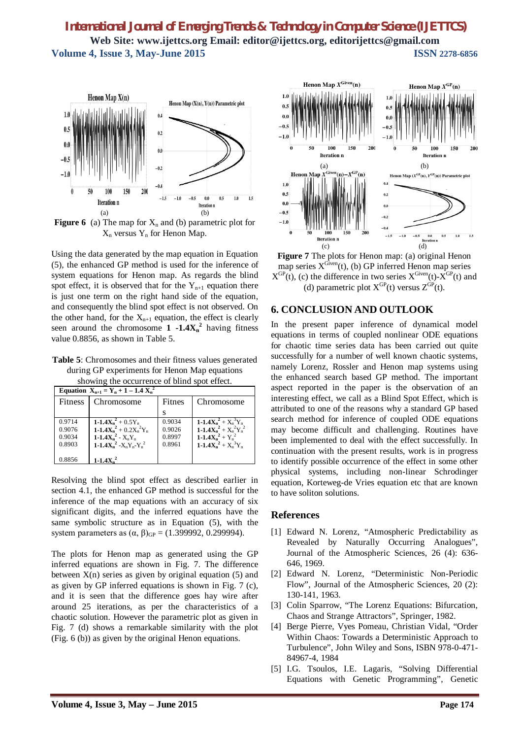**Figure 6** (a) The map for $X_n$ and (b) parametric plot for $X_n$ versus $Y_n$ for Henon Map.

Using the data generated by the map equation in Equation (5), the enhanced GP method is used for the inference of system equations for Henon map. As regards the blind spot effect, it is observed that for the $Y_{n+1}$ equation there is just one term on the right hand side of the equation, and consequently the blind spot effect is not observed. On the other hand, for the $X_{n+1}$ equation, the effect is clearly seen around the chromosome **$1 - 1.4X_n^2$** having fitness value 0.8856, as shown in Table 5.

**Table 5**: Chromosomes and their fitness values generated during GP experiments for Henon Map equations showing the occurrence of blind spot effect.

| Equation $X_{n+1} = Y_n + 1 - 1.4\,X_n^2$ | | | |
|---|---|---|---|
| Fitness | Chromosome | Fitness | Chromosome |
| 0.9714 | $1\text{-}1.4X_n^2 + 0.5Y_n$ | 0.9034 | $1\text{-}1.4X_n^2 + X_n^3Y_n$ |
| 0.9076 | $1\text{-}1.4X_n^2 + 0.2X_n^2Y_n$ | 0.9026 | $1\text{-}1.4X_n^2 + X_n^2Y_n^2$ |
| 0.9034 | $1\text{-}1.4X_n^2 - X_nY_n$ | 0.8997 | $1\text{-}1.4X_n^2 + Y_n^2$ |
| 0.8903 | $1\text{-}1.4X_n^2 - X_nY_n\text{-}Y_n^2$ | 0.8961 | $1\text{-}1.4X_n^2 + X_n^3Y_n$ |
| 0.8856 | $1\text{-}1.4X_n^2$ | | |

Resolving the blind spot effect as described earlier in section 4.1, the enhanced GP method is successful for the inference of the map equations with an accuracy of six significant digits, and the inferred equations have the same symbolic structure as in Equation (5), with the system parameters as $(\alpha, \beta)_{GP} = (1.399992, 0.299994)$.

The plots for Henon map as generated using the GP inferred equations are shown in Fig. 7. The difference between X(n) series as given by original equation (5) and as given by GP inferred equations is shown in Fig. 7 (c), and it is seen that the difference goes hay wire after around 25 iterations, as per the characteristics of a chaotic solution. However the parametric plot as given in Fig. 7 (d) shows a remarkable similarity with the plot (Fig. 6 (b)) as given by the original Henon equations.

**Figure 7** The plots for Henon map: (a) original Henon map series $X^{Given}(t)$, (b) GP inferred Henon map series $X^{GP}(t)$, (c) the difference in two series $X^{Given}(t)$-$X^{GP}(t)$ and (d) parametric plot $X^{GP}(t)$ versus $Z^{GP}(t)$.

## 6. CONCLUSION AND OUTLOOK

In the present paper inference of dynamical model equations in terms of coupled nonlinear ODE equations for chaotic time series data has been carried out quite successfully for a number of well known chaotic systems, namely Lorenz, Rossler and Henon map systems using the enhanced search based GP method. The important aspect reported in the paper is the observation of an interesting effect, we call as a Blind Spot Effect, which is attributed to one of the reasons why a standard GP based search method for inference of coupled ODE equations may become difficult and challenging. Routines have been implemented to deal with the effect successfully. In continuation with the present results, work is in progress to identify possible occurrence of the effect in some other physical systems, including non-linear Schrodinger equation, Korteweg-de Vries equation etc that are known to have soliton solutions.

## References

[1] Edward N. Lorenz, "Atmospheric Predictability as Revealed by Naturally Occurring Analogues", Journal of the Atmospheric Sciences, 26 (4): 636-646, 1969.

[2] Edward N. Lorenz, "Deterministic Non-Periodic Flow", Journal of the Atmospheric Sciences, 20 (2): 130-141, 1963.

[3] Colin Sparrow, "The Lorenz Equations: Bifurcation, Chaos and Strange Attractors", Springer, 1982.

[4] Berge Pierre, Vyes Pomeau, Christian Vidal, "Order Within Chaos: Towards a Deterministic Approach to Turbulence", John Wiley and Sons, ISBN 978-0-471-84967-4, 1984

[5] I.G. Tsoulos, I.E. Lagaris, "Solving Differential Equations with Genetic Programming", Genetic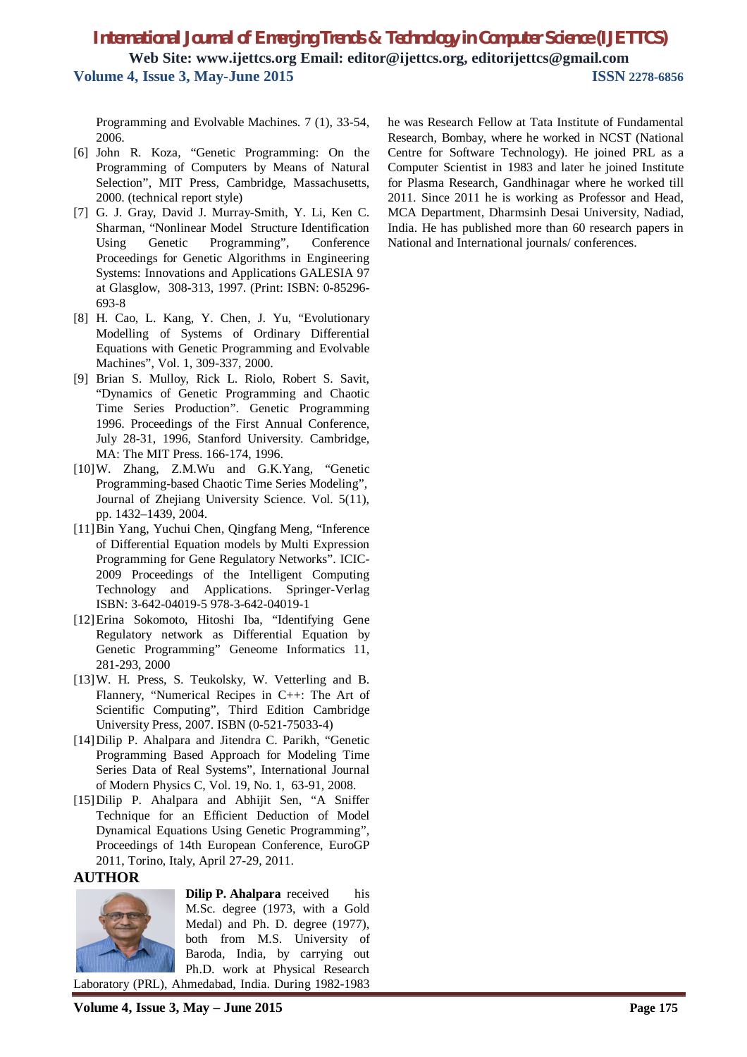Programming and Evolvable Machines. 7 (1), 33-54, 2006.

[6] John R. Koza, "Genetic Programming: On the Programming of Computers by Means of Natural Selection", MIT Press, Cambridge, Massachusetts, 2000. (technical report style)

[7] G. J. Gray, David J. Murray-Smith, Y. Li, Ken C. Sharman, "Nonlinear Model Structure Identification Using Genetic Programming", Conference Proceedings for Genetic Algorithms in Engineering Systems: Innovations and Applications GALESIA 97 at Glasglow, 308-313, 1997. (Print: ISBN: 0-85296-693-8

[8] H. Cao, L. Kang, Y. Chen, J. Yu, "Evolutionary Modelling of Systems of Ordinary Differential Equations with Genetic Programming and Evolvable Machines", Vol. 1, 309-337, 2000.

[9] Brian S. Mulloy, Rick L. Riolo, Robert S. Savit, "Dynamics of Genetic Programming and Chaotic Time Series Production". Genetic Programming 1996. Proceedings of the First Annual Conference, July 28-31, 1996, Stanford University. Cambridge, MA: The MIT Press. 166-174, 1996.

[10] W. Zhang, Z.M.Wu and G.K.Yang, "Genetic Programming-based Chaotic Time Series Modeling", Journal of Zhejiang University Science. Vol. 5(11), pp. 1432–1439, 2004.

[11] Bin Yang, Yuchui Chen, Qingfang Meng, "Inference of Differential Equation models by Multi Expression Programming for Gene Regulatory Networks". ICIC-2009 Proceedings of the Intelligent Computing Technology and Applications. Springer-Verlag ISBN: 3-642-04019-5 978-3-642-04019-1

[12] Erina Sokomoto, Hitoshi Iba, "Identifying Gene Regulatory network as Differential Equation by Genetic Programming" Geneome Informatics 11, 281-293, 2000

[13] W. H. Press, S. Teukolsky, W. Vetterling and B. Flannery, "Numerical Recipes in C++: The Art of Scientific Computing", Third Edition Cambridge University Press, 2007. ISBN (0-521-75033-4)

[14] Dilip P. Ahalpara and Jitendra C. Parikh, "Genetic Programming Based Approach for Modeling Time Series Data of Real Systems", International Journal of Modern Physics C, Vol. 19, No. 1, 63-91, 2008.

[15] Dilip P. Ahalpara and Abhijit Sen, "A Sniffer Technique for an Efficient Deduction of Model Dynamical Equations Using Genetic Programming", Proceedings of 14th European Conference, EuroGP 2011, Torino, Italy, April 27-29, 2011.

## AUTHOR

**Dilip P. Ahalpara** received his M.Sc. degree (1973, with a Gold Medal) and Ph. D. degree (1977), both from M.S. University of Baroda, India, by carrying out Ph.D. work at Physical Research Laboratory (PRL), Ahmedabad, India. During 1982-1983 he was Research Fellow at Tata Institute of Fundamental Research, Bombay, where he worked in NCST (National Centre for Software Technology). He joined PRL as a Computer Scientist in 1983 and later he joined Institute for Plasma Research, Gandhinagar where he worked till 2011. Since 2011 he is working as Professor and Head, MCA Department, Dharmsinh Desai University, Nadiad, India. He has published more than 60 research papers in National and International journals/ conferences.